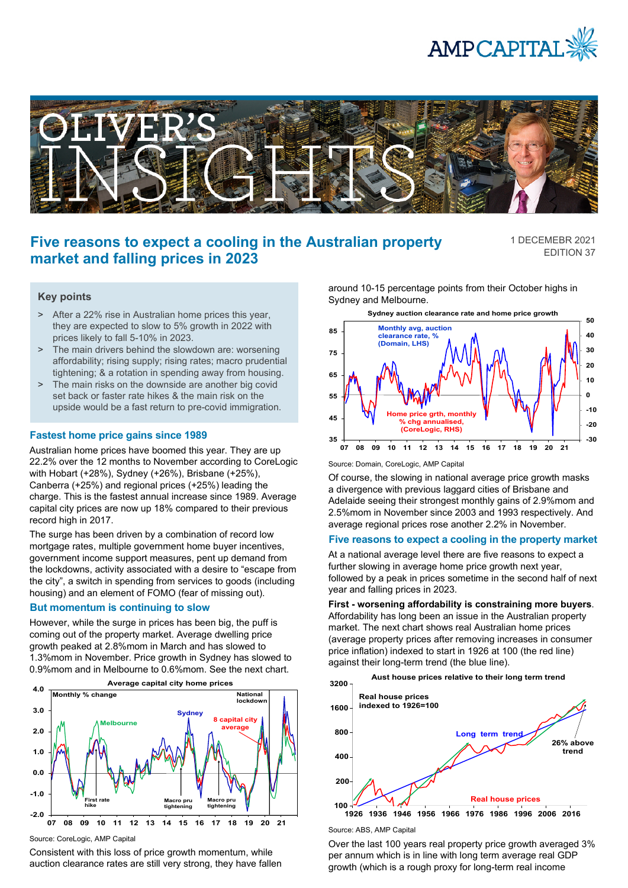# Five reasons to expect a cooling in the Australian property market and falling prices in 2023

1 DECEMEBR 2021
EDITION 37

## Key points

> After a 22% rise in Australian home prices this year, they are expected to slow to 5% growth in 2022 with prices likely to fall 5-10% in 2023.

> The main drivers behind the slowdown are: worsening affordability; rising supply; rising rates; macro prudential tightening; & a rotation in spending away from housing.

> The main risks on the downside are another big covid set back or faster rate hikes & the main risk on the upside would be a fast return to pre-covid immigration.

## Fastest home price gains since 1989

Australian home prices have boomed this year. They are up 22.2% over the 12 months to November according to CoreLogic with Hobart (+28%), Sydney (+26%), Brisbane (+25%), Canberra (+25%) and regional prices (+25%) leading the charge. This is the fastest annual increase since 1989. Average capital city prices are now up 18% compared to their previous record high in 2017.

The surge has been driven by a combination of record low mortgage rates, multiple government home buyer incentives, government income support measures, pent up demand from the lockdowns, activity associated with a desire to "escape from the city", a switch in spending from services to goods (including housing) and an element of FOMO (fear of missing out).

## But momentum is continuing to slow

However, while the surge in prices has been big, the puff is coming out of the property market. Average dwelling price growth peaked at 2.8%mom in March and has slowed to 1.3%mom in November. Price growth in Sydney has slowed to 0.9%mom and in Melbourne to 0.6%mom. See the next chart.

Source: CoreLogic, AMP Capital

Consistent with this loss of price growth momentum, while auction clearance rates are still very strong, they have fallen around 10-15 percentage points from their October highs in Sydney and Melbourne.

Source: Domain, CoreLogic, AMP Capital

Of course, the slowing in national average price growth masks a divergence with previous laggard cities of Brisbane and Adelaide seeing their strongest monthly gains of 2.9%mom and 2.5%mom in November since 2003 and 1993 respectively. And average regional prices rose another 2.2% in November.

## Five reasons to expect a cooling in the property market

At a national average level there are five reasons to expect a further slowing in average home price growth next year, followed by a peak in prices sometime in the second half of next year and falling prices in 2023.

**First - worsening affordability is constraining more buyers**. Affordability has long been an issue in the Australian property market. The next chart shows real Australian home prices (average property prices after removing increases in consumer price inflation) indexed to start in 1926 at 100 (the red line) against their long-term trend (the blue line).

Source: ABS, AMP Capital

Over the last 100 years real property price growth averaged 3% per annum which is in line with long term average real GDP growth (which is a rough proxy for long-term real income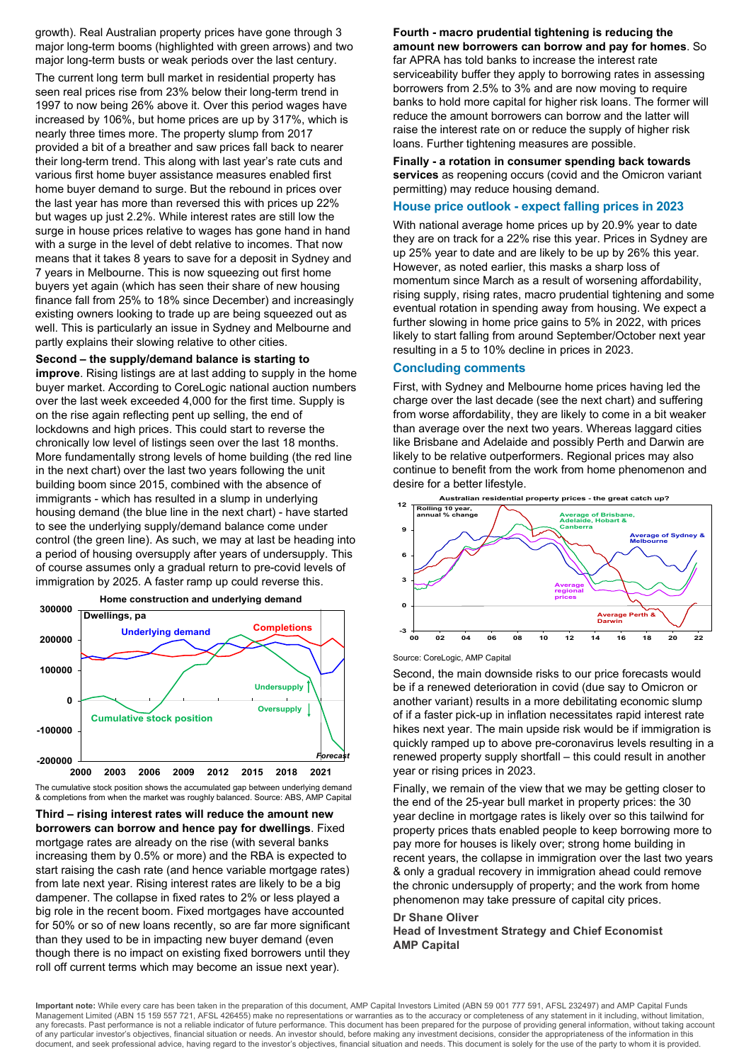growth). Real Australian property prices have gone through 3 major long-term booms (highlighted with green arrows) and two major long-term busts or weak periods over the last century.

The current long term bull market in residential property has seen real prices rise from 23% below their long-term trend in 1997 to now being 26% above it. Over this period wages have increased by 106%, but home prices are up by 317%, which is nearly three times more. The property slump from 2017 provided a bit of a breather and saw prices fall back to nearer their long-term trend. This along with last year's rate cuts and various first home buyer assistance measures enabled first home buyer demand to surge. But the rebound in prices over the last year has more than reversed this with prices up 22% but wages up just 2.2%. While interest rates are still low the surge in house prices relative to wages has gone hand in hand with a surge in the level of debt relative to incomes. That now means that it takes 8 years to save for a deposit in Sydney and 7 years in Melbourne. This is now squeezing out first home buyers yet again (which has seen their share of new housing finance fall from 25% to 18% since December) and increasingly existing owners looking to trade up are being squeezed out as well. This is particularly an issue in Sydney and Melbourne and partly explains their slowing relative to other cities.

**Second – the supply/demand balance is starting to improve**. Rising listings are at last adding to supply in the home buyer market. According to CoreLogic national auction numbers over the last week exceeded 4,000 for the first time. Supply is on the rise again reflecting pent up selling, the end of lockdowns and high prices. This could start to reverse the chronically low level of listings seen over the last 18 months. More fundamentally strong levels of home building (the red line in the next chart) over the last two years following the unit building boom since 2015, combined with the absence of immigrants - which has resulted in a slump in underlying housing demand (the blue line in the next chart) - have started to see the underlying supply/demand balance come under control (the green line). As such, we may at last be heading into a period of housing oversupply after years of undersupply. This of course assumes only a gradual return to pre-covid levels of immigration by 2025. A faster ramp up could reverse this.

Home construction and underlying demand

Dwellings, pa
Underlying demand
Completions
Undersupply
Oversupply
Cumulative stock position
Forecast
300000
200000
100000
0
-100000
-200000
2000 2003 2006 2009 2012 2015 2018 2021

The cumulative stock position shows the accumulated gap between underlying demand & completions from when the market was roughly balanced. Source: ABS, AMP Capital

**Third – rising interest rates will reduce the amount new borrowers can borrow and hence pay for dwellings**. Fixed mortgage rates are already on the rise (with several banks increasing them by 0.5% or more) and the RBA is expected to start raising the cash rate (and hence variable mortgage rates) from late next year. Rising interest rates are likely to be a big dampener. The collapse in fixed rates to 2% or less played a big role in the recent boom. Fixed mortgages have accounted for 50% or so of new loans recently, so are far more significant than they used to be in impacting new buyer demand (even though there is no impact on existing fixed borrowers until they roll off current terms which may become an issue next year).

**Fourth - macro prudential tightening is reducing the amount new borrowers can borrow and pay for homes**. So far APRA has told banks to increase the interest rate serviceability buffer they apply to borrowing rates in assessing borrowers from 2.5% to 3% and are now moving to require banks to hold more capital for higher risk loans. The former will reduce the amount borrowers can borrow and the latter will raise the interest rate on or reduce the supply of higher risk loans. Further tightening measures are possible.

**Finally - a rotation in consumer spending back towards services** as reopening occurs (covid and the Omicron variant permitting) may reduce housing demand.

## House price outlook - expect falling prices in 2023

With national average home prices up by 20.9% year to date they are on track for a 22% rise this year. Prices in Sydney are up 25% year to date and are likely to be up by 26% this year. However, as noted earlier, this masks a sharp loss of momentum since March as a result of worsening affordability, rising supply, rising rates, macro prudential tightening and some eventual rotation in spending away from housing. We expect a further slowing in home price gains to 5% in 2022, with prices likely to start falling from around September/October next year resulting in a 5 to 10% decline in prices in 2023.

## Concluding comments

First, with Sydney and Melbourne home prices having led the charge over the last decade (see the next chart) and suffering from worse affordability, they are likely to come in a bit weaker than average over the next two years. Whereas laggard cities like Brisbane and Adelaide and possibly Perth and Darwin are likely to be relative outperformers. Regional prices may also continue to benefit from the work from home phenomenon and desire for a better lifestyle.

Australian residential property prices - the great catch up?

Rolling 10 year, annual % change
Average of Brisbane, Adelaide, Hobart & Canberra
Average of Sydney & Melbourne
Average regional prices
Average Perth & Darwin
12
9
6
3
0
-3
00 02 04 06 08 10 12 14 16 18 20 22

Source: CoreLogic, AMP Capital

Second, the main downside risks to our price forecasts would be if a renewed deterioration in covid (due say to Omicron or another variant) results in a more debilitating economic slump of if a faster pick-up in inflation necessitates rapid interest rate hikes next year. The main upside risk would be if immigration is quickly ramped up to above pre-coronavirus levels resulting in a renewed property supply shortfall – this could result in another year or rising prices in 2023.

Finally, we remain of the view that we may be getting closer to the end of the 25-year bull market in property prices: the 30 year decline in mortgage rates is likely over so this tailwind for property prices thats enabled people to keep borrowing more to pay more for houses is likely over; strong home building in recent years, the collapse in immigration over the last two years & only a gradual recovery in immigration ahead could remove the chronic undersupply of property; and the work from home phenomenon may take pressure of capital city prices.

**Dr Shane Oliver**
**Head of Investment Strategy and Chief Economist**
**AMP Capital**

**Important note:** While every care has been taken in the preparation of this document, AMP Capital Investors Limited (ABN 59 001 777 591, AFSL 232497) and AMP Capital Funds Management Limited (ABN 15 159 557 721, AFSL 426455) make no representations or warranties as to the accuracy or completeness of any statement in it including, without limitation, any forecasts. Past performance is not a reliable indicator of future performance. This document has been prepared for the purpose of providing general information, without taking account of any particular investor's objectives, financial situation or needs. An investor should, before making any investment decisions, consider the appropriateness of the information in this document, and seek professional advice, having regard to the investor's objectives, financial situation and needs. This document is solely for the use of the party to whom it is provided.